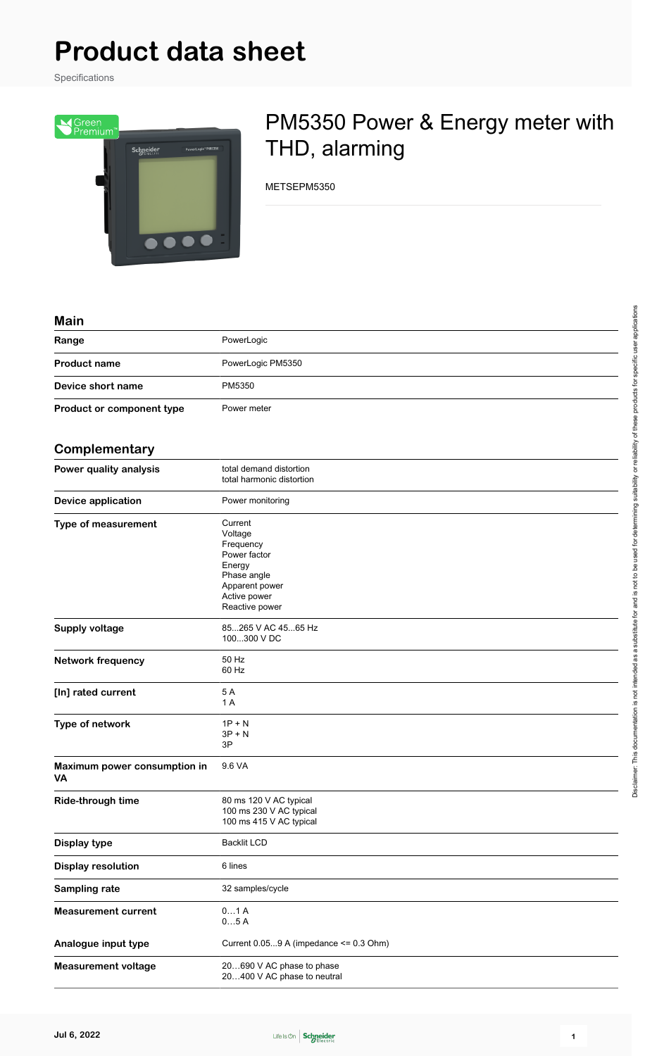# Product data sheet

Specifications

## PM5350 Power & Energy meter with THD, alarming

METSEPM5350

### Main

| | |
|---|---|
| **Range** | PowerLogic |
| **Product name** | PowerLogic PM5350 |
| **Device short name** | PM5350 |
| **Product or component type** | Power meter |

### Complementary

| | |
|---|---|
| **Power quality analysis** | total demand distortion<br>total harmonic distortion |
| **Device application** | Power monitoring |
| **Type of measurement** | Current<br>Voltage<br>Frequency<br>Power factor<br>Energy<br>Phase angle<br>Apparent power<br>Active power<br>Reactive power |
| **Supply voltage** | 85...265 V AC 45...65 Hz<br>100...300 V DC |
| **Network frequency** | 50 Hz<br>60 Hz |
| **[In] rated current** | 5 A<br>1 A |
| **Type of network** | 1P + N<br>3P + N<br>3P |
| **Maximum power consumption in VA** | 9.6 VA |
| **Ride-through time** | 80 ms 120 V AC typical<br>100 ms 230 V AC typical<br>100 ms 415 V AC typical |
| **Display type** | Backlit LCD |
| **Display resolution** | 6 lines |
| **Sampling rate** | 32 samples/cycle |
| **Measurement current** | 0…1 A<br>0…5 A |
| **Analogue input type** | Current 0.05...9 A (impedance <= 0.3 Ohm) |
| **Measurement voltage** | 20…690 V AC phase to phase<br>20…400 V AC phase to neutral |

Disclaimer: This documentation is not intended as a substitute for and is not to be used for determining suitability or reliability of these products for specific user applications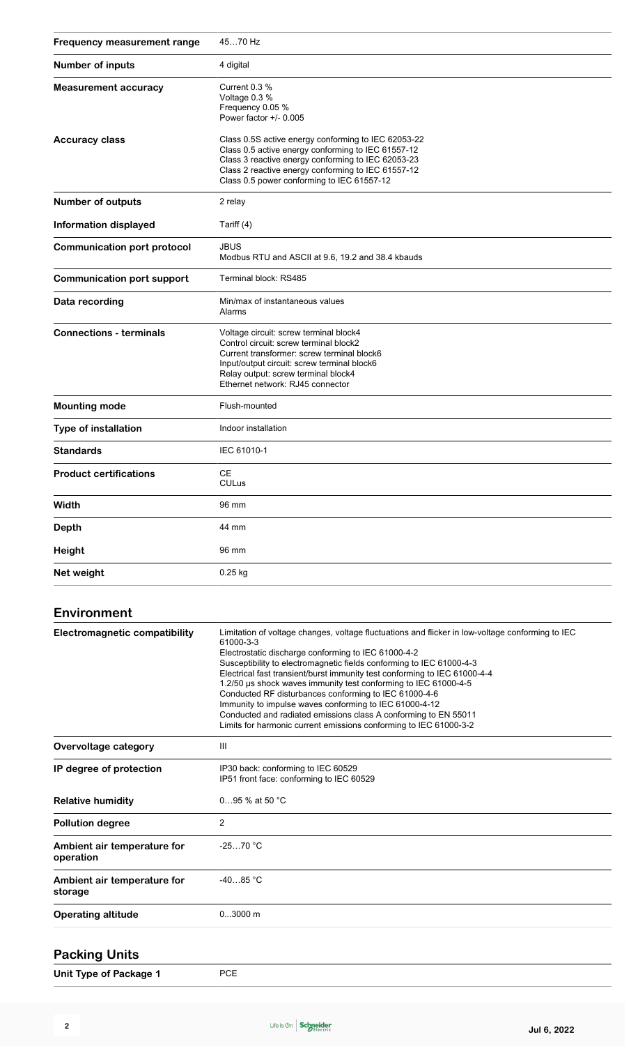| | |
|---|---|
| **Frequency measurement range** | 45…70 Hz |
| **Number of inputs** | 4 digital |
| **Measurement accuracy** | Current 0.3 %<br>Voltage 0.3 %<br>Frequency 0.05 %<br>Power factor +/- 0.005 |
| **Accuracy class** | Class 0.5S active energy conforming to IEC 62053-22<br>Class 0.5 active energy conforming to IEC 61557-12<br>Class 3 reactive energy conforming to IEC 62053-23<br>Class 2 reactive energy conforming to IEC 61557-12<br>Class 0.5 power conforming to IEC 61557-12 |
| **Number of outputs** | 2 relay |
| **Information displayed** | Tariff (4) |
| **Communication port protocol** | JBUS<br>Modbus RTU and ASCII at 9.6, 19.2 and 38.4 kbauds |
| **Communication port support** | Terminal block: RS485 |
| **Data recording** | Min/max of instantaneous values<br>Alarms |
| **Connections - terminals** | Voltage circuit: screw terminal block4<br>Control circuit: screw terminal block2<br>Current transformer: screw terminal block6<br>Input/output circuit: screw terminal block6<br>Relay output: screw terminal block4<br>Ethernet network: RJ45 connector |
| **Mounting mode** | Flush-mounted |
| **Type of installation** | Indoor installation |
| **Standards** | IEC 61010-1 |
| **Product certifications** | CE<br>CULus |
| **Width** | 96 mm |
| **Depth** | 44 mm |
| **Height** | 96 mm |
| **Net weight** | 0.25 kg |

## Environment

| | |
|---|---|
| **Electromagnetic compatibility** | Limitation of voltage changes, voltage fluctuations and flicker in low-voltage conforming to IEC 61000-3-3<br>Electrostatic discharge conforming to IEC 61000-4-2<br>Susceptibility to electromagnetic fields conforming to IEC 61000-4-3<br>Electrical fast transient/burst immunity test conforming to IEC 61000-4-4<br>1.2/50 µs shock waves immunity test conforming to IEC 61000-4-5<br>Conducted RF disturbances conforming to IEC 61000-4-6<br>Immunity to impulse waves conforming to IEC 61000-4-12<br>Conducted and radiated emissions class A conforming to EN 55011<br>Limits for harmonic current emissions conforming to IEC 61000-3-2 |
| **Overvoltage category** | III |
| **IP degree of protection** | IP30 back: conforming to IEC 60529<br>IP51 front face: conforming to IEC 60529 |
| **Relative humidity** | 0…95 % at 50 °C |
| **Pollution degree** | 2 |
| **Ambient air temperature for operation** | -25…70 °C |
| **Ambient air temperature for storage** | -40…85 °C |
| **Operating altitude** | 0...3000 m |

## Packing Units

| | |
|---|---|
| **Unit Type of Package 1** | PCE |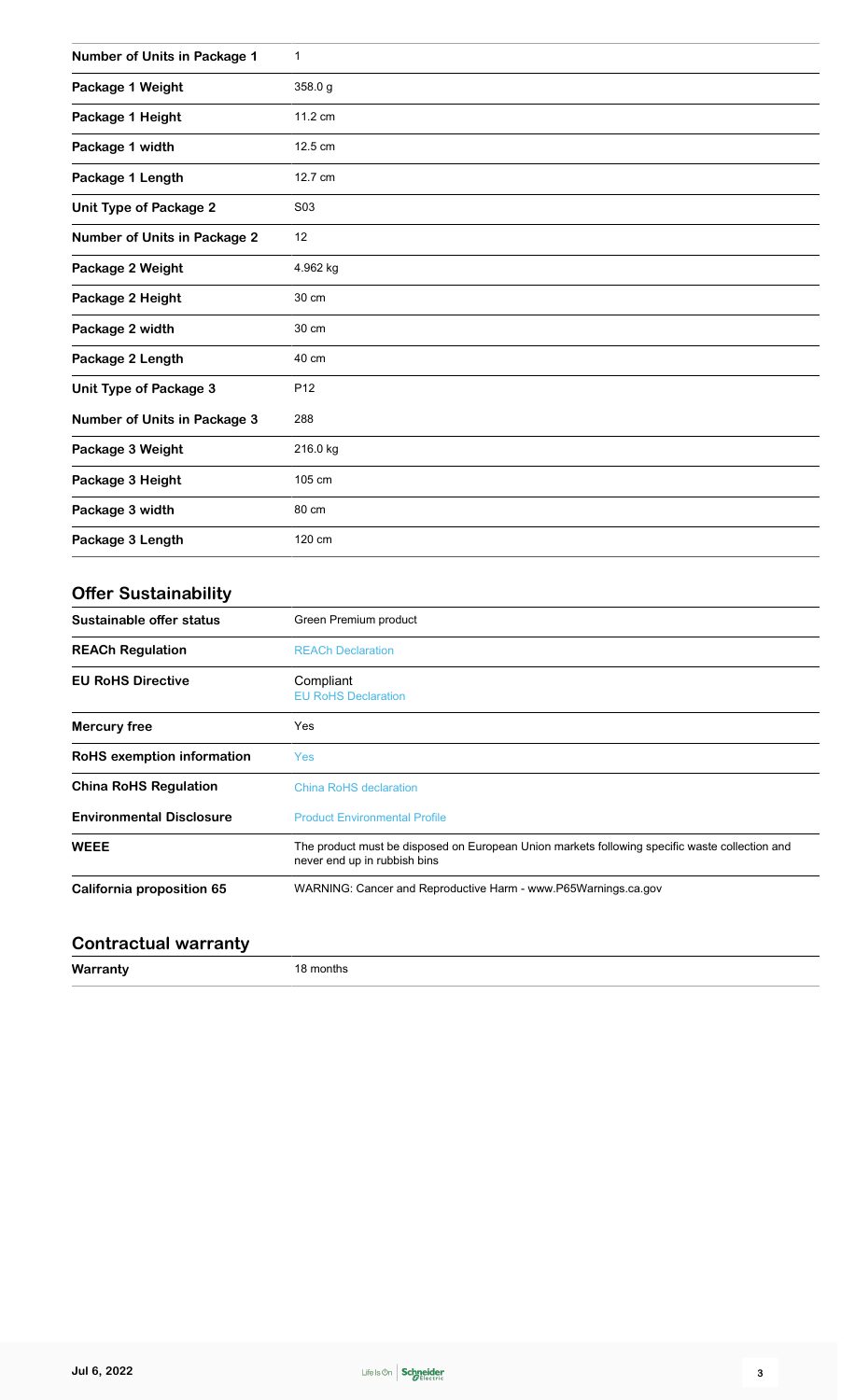| | |
|---|---|
| **Number of Units in Package 1** | 1 |
| **Package 1 Weight** | 358.0 g |
| **Package 1 Height** | 11.2 cm |
| **Package 1 width** | 12.5 cm |
| **Package 1 Length** | 12.7 cm |
| **Unit Type of Package 2** | S03 |
| **Number of Units in Package 2** | 12 |
| **Package 2 Weight** | 4.962 kg |
| **Package 2 Height** | 30 cm |
| **Package 2 width** | 30 cm |
| **Package 2 Length** | 40 cm |
| **Unit Type of Package 3** | P12 |
| **Number of Units in Package 3** | 288 |
| **Package 3 Weight** | 216.0 kg |
| **Package 3 Height** | 105 cm |
| **Package 3 width** | 80 cm |
| **Package 3 Length** | 120 cm |

## Offer Sustainability

| | |
|---|---|
| **Sustainable offer status** | Green Premium product |
| **REACh Regulation** | REACh Declaration |
| **EU RoHS Directive** | Compliant<br>EU RoHS Declaration |
| **Mercury free** | Yes |
| **RoHS exemption information** | Yes |
| **China RoHS Regulation** | China RoHS declaration |
| **Environmental Disclosure** | Product Environmental Profile |
| **WEEE** | The product must be disposed on European Union markets following specific waste collection and never end up in rubbish bins |
| **California proposition 65** | WARNING: Cancer and Reproductive Harm - www.P65Warnings.ca.gov |

## Contractual warranty

| | |
|---|---|
| **Warranty** | 18 months |